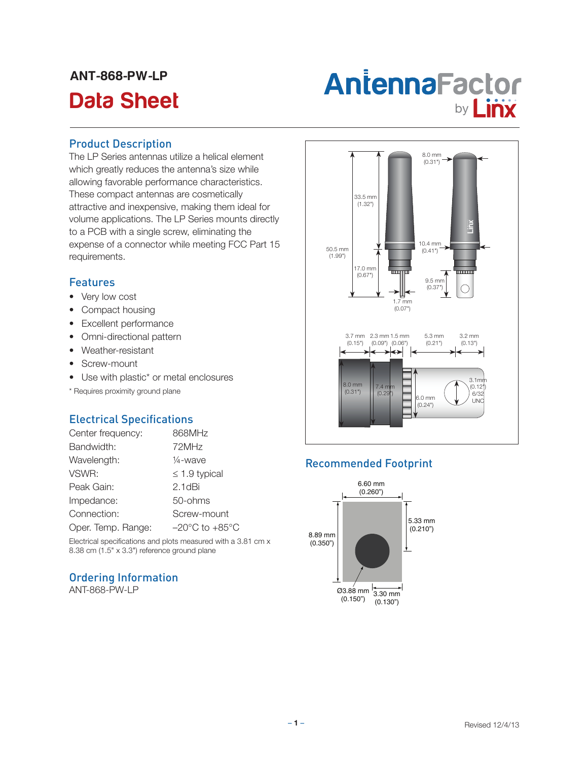ANT-868-PW-LP

# Data Sheet

AntennaFactor by Linx

## Product Description

The LP Series antennas utilize a helical element which greatly reduces the antenna's size while allowing favorable performance characteristics. These compact antennas are cosmetically attractive and inexpensive, making them ideal for volume applications. The LP Series mounts directly to a PCB with a single screw, eliminating the expense of a connector while meeting FCC Part 15 requirements.

## Features

- Very low cost
- Compact housing
- Excellent performance
- Omni-directional pattern
- Weather-resistant
- Screw-mount
- Use with plastic* or metal enclosures

* Requires proximity ground plane

## Electrical Specifications

| | |
|---|---|
| Center frequency: | 868MHz |
| Bandwidth: | 72MHz |
| Wavelength: | ¼-wave |
| VSWR: | ≤ 1.9 typical |
| Peak Gain: | 2.1dBi |
| Impedance: | 50-ohms |
| Connection: | Screw-mount |
| Oper. Temp. Range: | –20°C to +85°C |

Electrical specifications and plots measured with a 3.81 cm x 8.38 cm (1.5" x 3.3") reference ground plane

## Ordering Information

ANT-868-PW-LP

8.0 mm (0.31")
33.5 mm (1.32")
50.5 mm (1.99")
10.4 mm (0.41")
17.0 mm (0.67")
9.5 mm (0.37")
1.7 mm (0.07")

3.7 mm (0.15")
2.3 mm (0.09")
1.5 mm (0.06")
5.3 mm (0.21")
3.2 mm (0.13")
8.0 mm (0.31")
7.4 mm (0.29")
6.0 mm (0.24")
3.1mm (0.12")
6/32 UNC

## Recommended Footprint

6.60 mm (0.260")
5.33 mm (0.210")
8.89 mm (0.350")
Ø3.88 mm (0.150")
3.30 mm (0.130")

Revised 12/4/13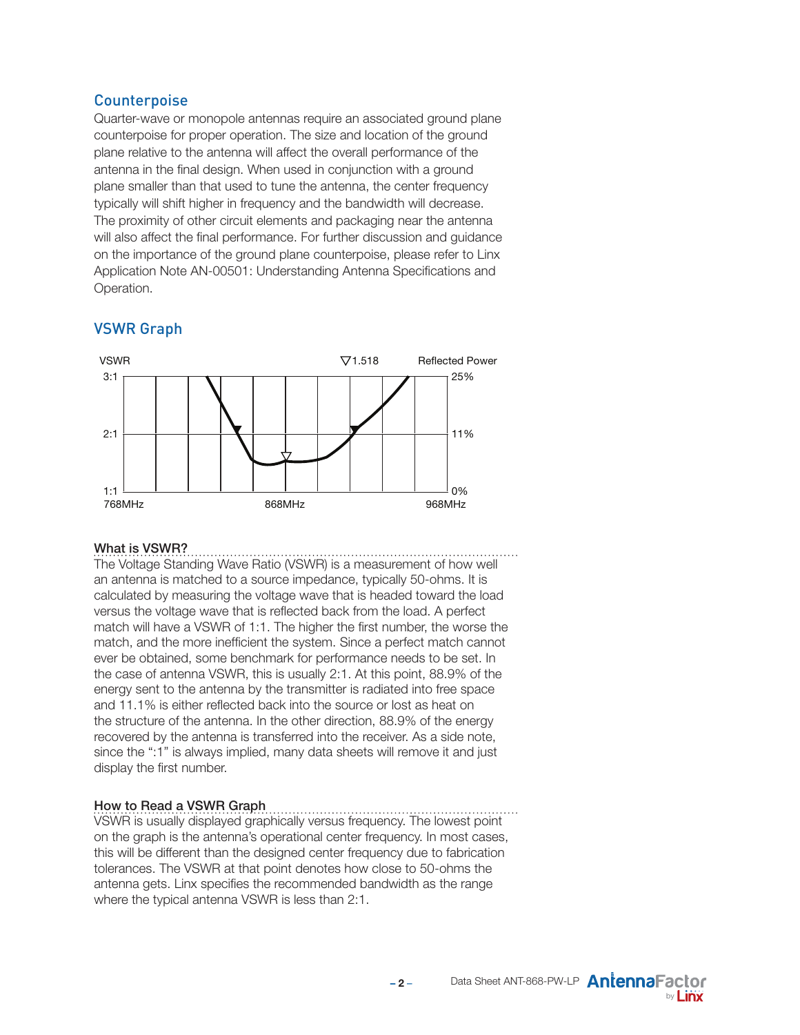## Counterpoise

Quarter-wave or monopole antennas require an associated ground plane counterpoise for proper operation. The size and location of the ground plane relative to the antenna will affect the overall performance of the antenna in the final design. When used in conjunction with a ground plane smaller than that used to tune the antenna, the center frequency typically will shift higher in frequency and the bandwidth will decrease. The proximity of other circuit elements and packaging near the antenna will also affect the final performance. For further discussion and guidance on the importance of the ground plane counterpoise, please refer to Linx Application Note AN-00501: Understanding Antenna Specifications and Operation.

## VSWR Graph

VSWR

▽1.518

Reflected Power

3:1

25%

2:1

11%

1:1

0%

768MHz

868MHz

968MHz

### What is VSWR?

The Voltage Standing Wave Ratio (VSWR) is a measurement of how well an antenna is matched to a source impedance, typically 50-ohms. It is calculated by measuring the voltage wave that is headed toward the load versus the voltage wave that is reflected back from the load. A perfect match will have a VSWR of 1:1. The higher the first number, the worse the match, and the more inefficient the system. Since a perfect match cannot ever be obtained, some benchmark for performance needs to be set. In the case of antenna VSWR, this is usually 2:1. At this point, 88.9% of the energy sent to the antenna by the transmitter is radiated into free space and 11.1% is either reflected back into the source or lost as heat on the structure of the antenna. In the other direction, 88.9% of the energy recovered by the antenna is transferred into the receiver. As a side note, since the ":1" is always implied, many data sheets will remove it and just display the first number.

### How to Read a VSWR Graph

VSWR is usually displayed graphically versus frequency. The lowest point on the graph is the antenna's operational center frequency. In most cases, this will be different than the designed center frequency due to fabrication tolerances. The VSWR at that point denotes how close to 50-ohms the antenna gets. Linx specifies the recommended bandwidth as the range where the typical antenna VSWR is less than 2:1.